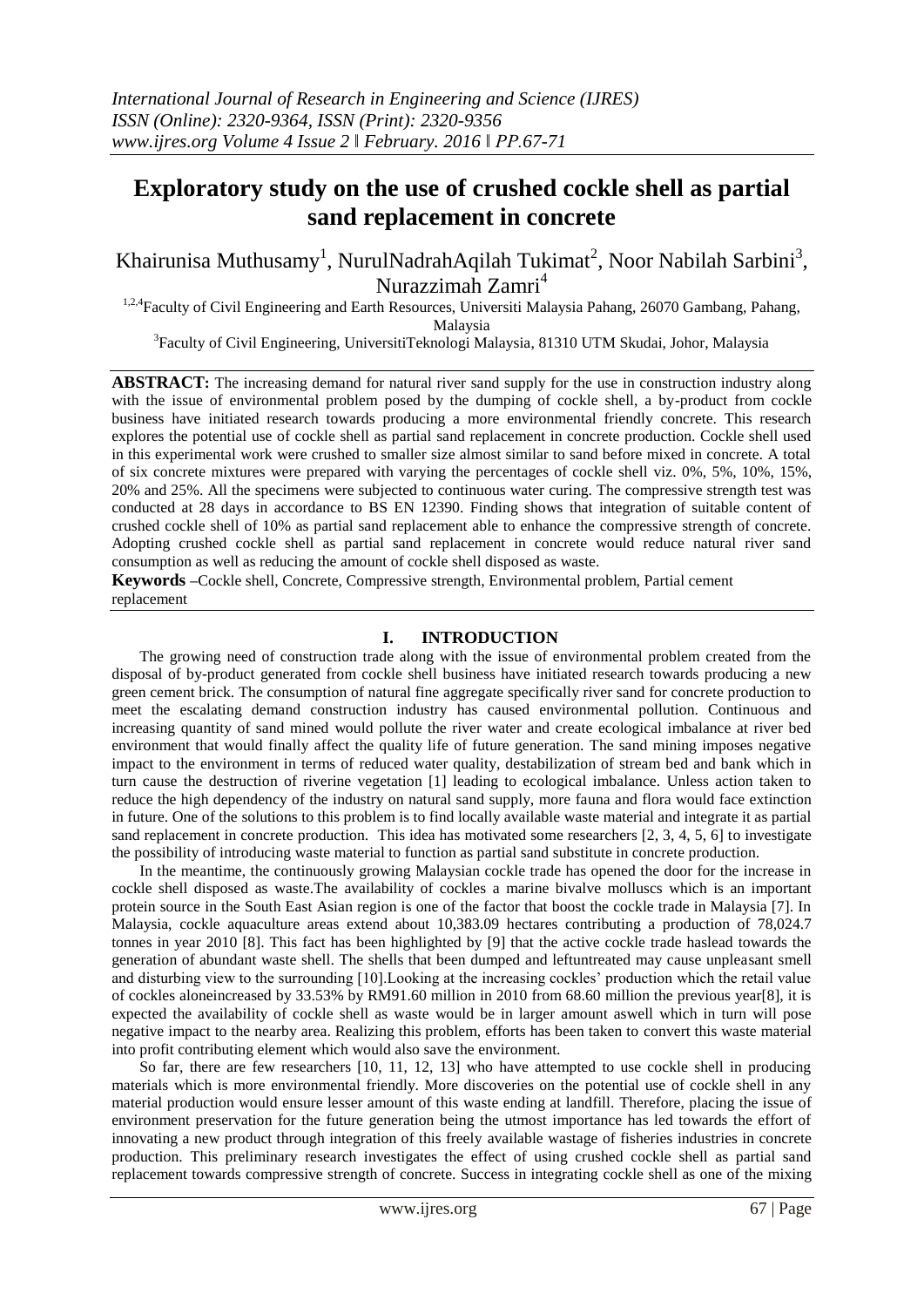# Exploratory study on the use of crushed cockle shell as partial sand replacement in concrete

Khairunisa Muthusamy[1], NurulNadrahAqilah Tukimat[2], Noor Nabilah Sarbini[3], Nurazzimah Zamri[4]

[1,2,4]Faculty of Civil Engineering and Earth Resources, Universiti Malaysia Pahang, 26070 Gambang, Pahang, Malaysia

[3]Faculty of Civil Engineering, UniversitiTeknologi Malaysia, 81310 UTM Skudai, Johor, Malaysia

**ABSTRACT:** The increasing demand for natural river sand supply for the use in construction industry along with the issue of environmental problem posed by the dumping of cockle shell, a by-product from cockle business have initiated research towards producing a more environmental friendly concrete. This research explores the potential use of cockle shell as partial sand replacement in concrete production. Cockle shell used in this experimental work were crushed to smaller size almost similar to sand before mixed in concrete. A total of six concrete mixtures were prepared with varying the percentages of cockle shell viz. 0%, 5%, 10%, 15%, 20% and 25%. All the specimens were subjected to continuous water curing. The compressive strength test was conducted at 28 days in accordance to BS EN 12390. Finding shows that integration of suitable content of crushed cockle shell of 10% as partial sand replacement able to enhance the compressive strength of concrete. Adopting crushed cockle shell as partial sand replacement in concrete would reduce natural river sand consumption as well as reducing the amount of cockle shell disposed as waste.

**Keywords –**Cockle shell, Concrete, Compressive strength, Environmental problem, Partial cement replacement

## I. INTRODUCTION

The growing need of construction trade along with the issue of environmental problem created from the disposal of by-product generated from cockle shell business have initiated research towards producing a new green cement brick. The consumption of natural fine aggregate specifically river sand for concrete production to meet the escalating demand construction industry has caused environmental pollution. Continuous and increasing quantity of sand mined would pollute the river water and create ecological imbalance at river bed environment that would finally affect the quality life of future generation. The sand mining imposes negative impact to the environment in terms of reduced water quality, destabilization of stream bed and bank which in turn cause the destruction of riverine vegetation [1] leading to ecological imbalance. Unless action taken to reduce the high dependency of the industry on natural sand supply, more fauna and flora would face extinction in future. One of the solutions to this problem is to find locally available waste material and integrate it as partial sand replacement in concrete production. This idea has motivated some researchers [2, 3, 4, 5, 6] to investigate the possibility of introducing waste material to function as partial sand substitute in concrete production.

In the meantime, the continuously growing Malaysian cockle trade has opened the door for the increase in cockle shell disposed as waste.The availability of cockles a marine bivalve molluscs which is an important protein source in the South East Asian region is one of the factor that boost the cockle trade in Malaysia [7]. In Malaysia, cockle aquaculture areas extend about 10,383.09 hectares contributing a production of 78,024.7 tonnes in year 2010 [8]. This fact has been highlighted by [9] that the active cockle trade haslead towards the generation of abundant waste shell. The shells that been dumped and leftuntreated may cause unpleasant smell and disturbing view to the surrounding [10].Looking at the increasing cockles' production which the retail value of cockles aloneincreased by 33.53% by RM91.60 million in 2010 from 68.60 million the previous year[8], it is expected the availability of cockle shell as waste would be in larger amount aswell which in turn will pose negative impact to the nearby area. Realizing this problem, efforts has been taken to convert this waste material into profit contributing element which would also save the environment.

So far, there are few researchers [10, 11, 12, 13] who have attempted to use cockle shell in producing materials which is more environmental friendly. More discoveries on the potential use of cockle shell in any material production would ensure lesser amount of this waste ending at landfill. Therefore, placing the issue of environment preservation for the future generation being the utmost importance has led towards the effort of innovating a new product through integration of this freely available wastage of fisheries industries in concrete production. This preliminary research investigates the effect of using crushed cockle shell as partial sand replacement towards compressive strength of concrete. Success in integrating cockle shell as one of the mixing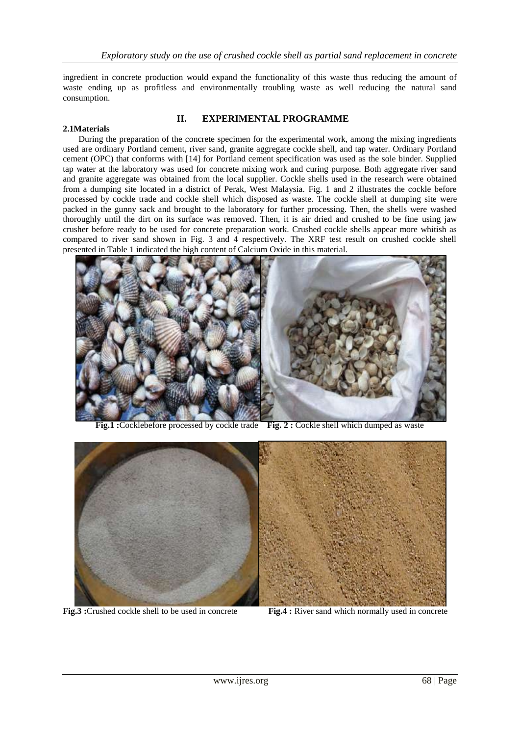ingredient in concrete production would expand the functionality of this waste thus reducing the amount of waste ending up as profitless and environmentally troubling waste as well reducing the natural sand consumption.

## II. EXPERIMENTAL PROGRAMME

### 2.1Materials

During the preparation of the concrete specimen for the experimental work, among the mixing ingredients used are ordinary Portland cement, river sand, granite aggregate cockle shell, and tap water. Ordinary Portland cement (OPC) that conforms with [14] for Portland cement specification was used as the sole binder. Supplied tap water at the laboratory was used for concrete mixing work and curing purpose. Both aggregate river sand and granite aggregate was obtained from the local supplier. Cockle shells used in the research were obtained from a dumping site located in a district of Perak, West Malaysia. Fig. 1 and 2 illustrates the cockle before processed by cockle trade and cockle shell which disposed as waste. The cockle shell at dumping site were packed in the gunny sack and brought to the laboratory for further processing. Then, the shells were washed thoroughly until the dirt on its surface was removed. Then, it is air dried and crushed to be fine using jaw crusher before ready to be used for concrete preparation work. Crushed cockle shells appear more whitish as compared to river sand shown in Fig. 3 and 4 respectively. The XRF test result on crushed cockle shell presented in Table 1 indicated the high content of Calcium Oxide in this material.

**Fig.1 :**Cocklebefore processed by cockle trade **Fig. 2 :** Cockle shell which dumped as waste

**Fig.3 :**Crushed cockle shell to be used in concrete **Fig.4 :** River sand which normally used in concrete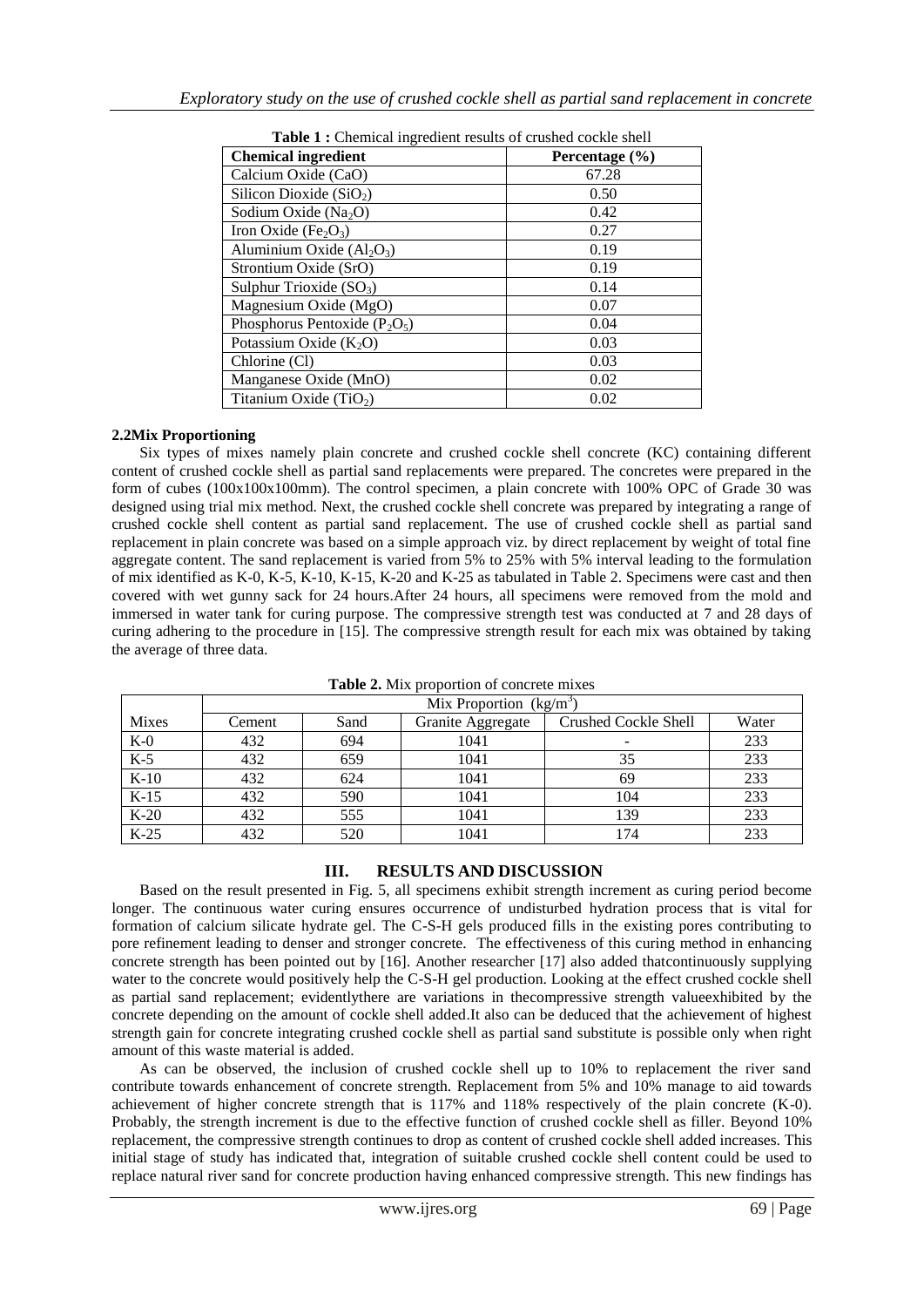**Table 1 :** Chemical ingredient results of crushed cockle shell

| Chemical ingredient | Percentage (%) |
|---|---|
| Calcium Oxide (CaO) | 67.28 |
| Silicon Dioxide ($SiO_2$) | 0.50 |
| Sodium Oxide ($Na_2O$) | 0.42 |
| Iron Oxide ($Fe_2O_3$) | 0.27 |
| Aluminium Oxide ($Al_2O_3$) | 0.19 |
| Strontium Oxide (SrO) | 0.19 |
| Sulphur Trioxide ($SO_3$) | 0.14 |
| Magnesium Oxide (MgO) | 0.07 |
| Phosphorus Pentoxide ($P_2O_5$) | 0.04 |
| Potassium Oxide ($K_2O$) | 0.03 |
| Chlorine (Cl) | 0.03 |
| Manganese Oxide (MnO) | 0.02 |
| Titanium Oxide ($TiO_2$) | 0.02 |

### 2.2Mix Proportioning

Six types of mixes namely plain concrete and crushed cockle shell concrete (KC) containing different content of crushed cockle shell as partial sand replacements were prepared. The concretes were prepared in the form of cubes (100x100x100mm). The control specimen, a plain concrete with 100% OPC of Grade 30 was designed using trial mix method. Next, the crushed cockle shell concrete was prepared by integrating a range of crushed cockle shell content as partial sand replacement. The use of crushed cockle shell as partial sand replacement in plain concrete was based on a simple approach viz. by direct replacement by weight of total fine aggregate content. The sand replacement is varied from 5% to 25% with 5% interval leading to the formulation of mix identified as K-0, K-5, K-10, K-15, K-20 and K-25 as tabulated in Table 2. Specimens were cast and then covered with wet gunny sack for 24 hours.After 24 hours, all specimens were removed from the mold and immersed in water tank for curing purpose. The compressive strength test was conducted at 7 and 28 days of curing adhering to the procedure in [15]. The compressive strength result for each mix was obtained by taking the average of three data.

**Table 2.** Mix proportion of concrete mixes

| | Mix Proportion ($kg/m^3$) | | | | |
|---|---|---|---|---|---|
| Mixes | Cement | Sand | Granite Aggregate | Crushed Cockle Shell | Water |
| K-0 | 432 | 694 | 1041 | - | 233 |
| K-5 | 432 | 659 | 1041 | 35 | 233 |
| K-10 | 432 | 624 | 1041 | 69 | 233 |
| K-15 | 432 | 590 | 1041 | 104 | 233 |
| K-20 | 432 | 555 | 1041 | 139 | 233 |
| K-25 | 432 | 520 | 1041 | 174 | 233 |

## III. RESULTS AND DISCUSSION

Based on the result presented in Fig. 5, all specimens exhibit strength increment as curing period become longer. The continuous water curing ensures occurrence of undisturbed hydration process that is vital for formation of calcium silicate hydrate gel. The C-S-H gels produced fills in the existing pores contributing to pore refinement leading to denser and stronger concrete. The effectiveness of this curing method in enhancing concrete strength has been pointed out by [16]. Another researcher [17] also added thatcontinuously supplying water to the concrete would positively help the C-S-H gel production. Looking at the effect crushed cockle shell as partial sand replacement; evidentlythere are variations in thecompressive strength valueexhibited by the concrete depending on the amount of cockle shell added.It also can be deduced that the achievement of highest strength gain for concrete integrating crushed cockle shell as partial sand substitute is possible only when right amount of this waste material is added.

As can be observed, the inclusion of crushed cockle shell up to 10% to replacement the river sand contribute towards enhancement of concrete strength. Replacement from 5% and 10% manage to aid towards achievement of higher concrete strength that is 117% and 118% respectively of the plain concrete (K-0). Probably, the strength increment is due to the effective function of crushed cockle shell as filler. Beyond 10% replacement, the compressive strength continues to drop as content of crushed cockle shell added increases. This initial stage of study has indicated that, integration of suitable crushed cockle shell content could be used to replace natural river sand for concrete production having enhanced compressive strength. This new findings has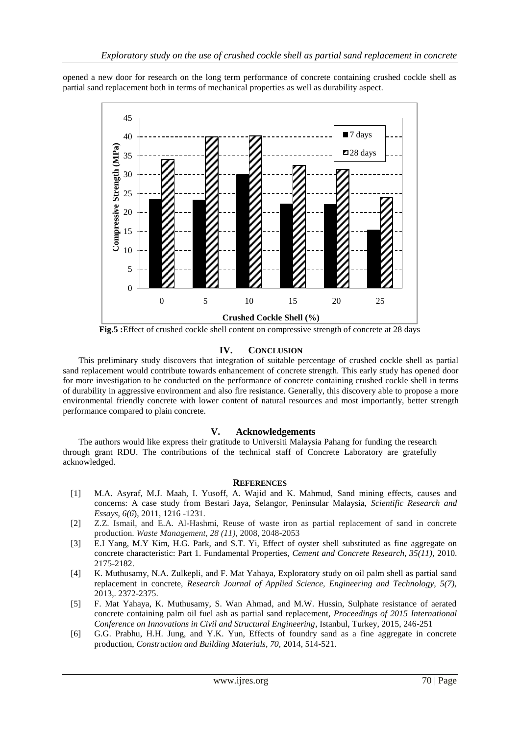opened a new door for research on the long term performance of concrete containing crushed cockle shell as partial sand replacement both in terms of mechanical properties as well as durability aspect.

**Fig.5 :**Effect of crushed cockle shell content on compressive strength of concrete at 28 days

## IV. CONCLUSION

This preliminary study discovers that integration of suitable percentage of crushed cockle shell as partial sand replacement would contribute towards enhancement of concrete strength. This early study has opened door for more investigation to be conducted on the performance of concrete containing crushed cockle shell in terms of durability in aggressive environment and also fire resistance. Generally, this discovery able to propose a more environmental friendly concrete with lower content of natural resources and most importantly, better strength performance compared to plain concrete.

## V. Acknowledgements

The authors would like express their gratitude to Universiti Malaysia Pahang for funding the research through grant RDU. The contributions of the technical staff of Concrete Laboratory are gratefully acknowledged.

## REFERENCES

[1] M.A. Asyraf, M.J. Maah, I. Yusoff, A. Wajid and K. Mahmud, Sand mining effects, causes and concerns: A case study from Bestari Jaya, Selangor, Peninsular Malaysia, *Scientific Research and Essays, 6(6*), 2011, 1216 -1231.

[2] Z.Z. Ismail, and E.A. Al-Hashmi, Reuse of waste iron as partial replacement of sand in concrete production. *Waste Management, 28 (11),* 2008, 2048-2053

[3] E.I Yang, M.Y Kim, H.G. Park, and S.T. Yi, Effect of oyster shell substituted as fine aggregate on concrete characteristic: Part 1. Fundamental Properties, *Cement and Concrete Research, 35(11)*, 2010. 2175-2182.

[4] K. Muthusamy, N.A. Zulkepli, and F. Mat Yahaya, Exploratory study on oil palm shell as partial sand replacement in concrete, *Research Journal of Applied Science, Engineering and Technology, 5(7),* 2013,. 2372-2375.

[5] F. Mat Yahaya, K. Muthusamy, S. Wan Ahmad, and M.W. Hussin, Sulphate resistance of aerated concrete containing palm oil fuel ash as partial sand replacement, *Proceedings of 2015 International Conference on Innovations in Civil and Structural Engineering*, Istanbul, Turkey, 2015, 246-251

[6] G.G. Prabhu, H.H. Jung, and Y.K. Yun, Effects of foundry sand as a fine aggregate in concrete production, *Construction and Building Materials, 70,* 2014, 514-521.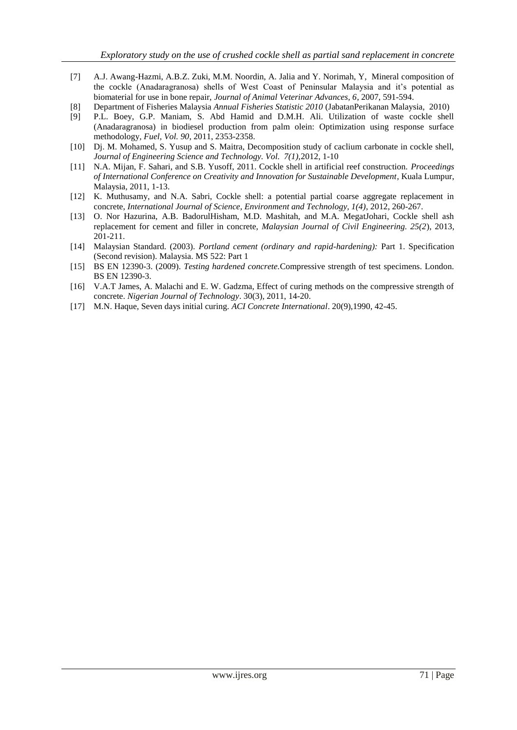[7] A.J. Awang-Hazmi, A.B.Z. Zuki, M.M. Noordin, A. Jalia and Y. Norimah, Y, Mineral composition of the cockle (Anadaragranosa) shells of West Coast of Peninsular Malaysia and it's potential as biomaterial for use in bone repair, *Journal of Animal Veterinar Advances, 6*, 2007, 591-594.

[8] Department of Fisheries Malaysia *Annual Fisheries Statistic 2010* (JabatanPerikanan Malaysia, 2010)

[9] P.L. Boey, G.P. Maniam, S. Abd Hamid and D.M.H. Ali. Utilization of waste cockle shell (Anadaragranosa) in biodiesel production from palm olein: Optimization using response surface methodology, *Fuel, Vol. 90*, 2011, 2353-2358.

[10] Dj. M. Mohamed, S. Yusup and S. Maitra, Decomposition study of caclium carbonate in cockle shell, *Journal of Engineering Science and Technology. Vol. 7(1)*,2012, 1-10

[11] N.A. Mijan, F. Sahari, and S.B. Yusoff, 2011. Cockle shell in artificial reef construction. *Proceedings of International Conference on Creativity and Innovation for Sustainable Development*, Kuala Lumpur, Malaysia, 2011, 1-13.

[12] K. Muthusamy, and N.A. Sabri, Cockle shell: a potential partial coarse aggregate replacement in concrete, *International Journal of Science, Environment and Technology, 1(4)*, 2012, 260-267.

[13] O. Nor Hazurina, A.B. BadorulHisham, M.D. Mashitah, and M.A. MegatJohari, Cockle shell ash replacement for cement and filler in concrete, *Malaysian Journal of Civil Engineering. 25(2*), 2013, 201-211.

[14] Malaysian Standard. (2003). *Portland cement (ordinary and rapid-hardening):* Part 1. Specification (Second revision). Malaysia. MS 522: Part 1

[15] BS EN 12390-3. (2009). *Testing hardened concrete.*Compressive strength of test specimens. London. BS EN 12390-3.

[16] V.A.T James, A. Malachi and E. W. Gadzma, Effect of curing methods on the compressive strength of concrete. *Nigerian Journal of Technology*. 30(3), 2011, 14-20.

[17] M.N. Haque, Seven days initial curing. *ACI Concrete International*. 20(9),1990, 42-45.